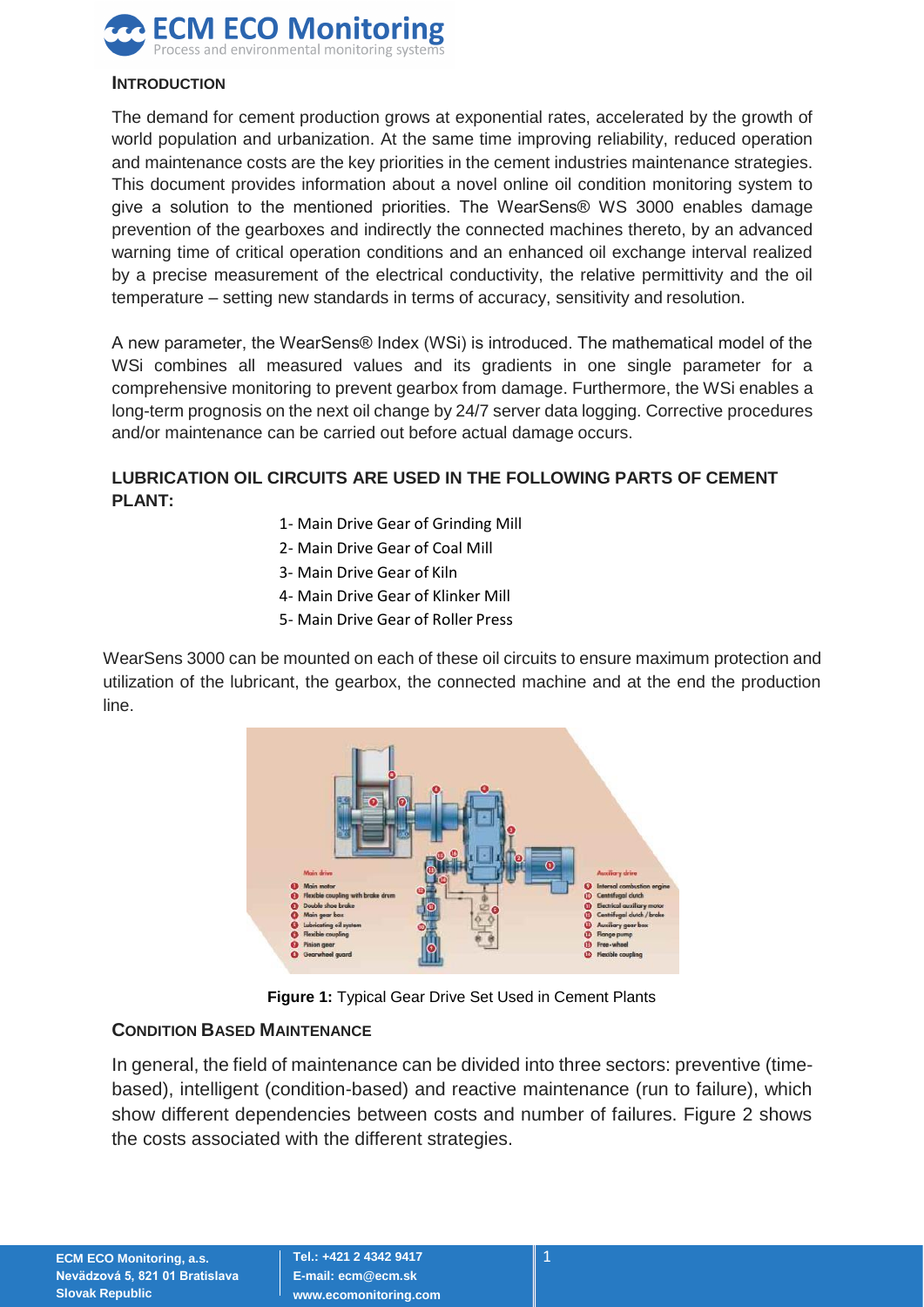## INTRODUCTION

The demand for cement production grows at exponential rates, accelerated by the growth of world population and urbanization. At the same time improving reliability, reduced operation and maintenance costs are the key priorities in the cement industries maintenance strategies. This document provides information about a novel online oil condition monitoring system to give a solution to the mentioned priorities. The WearSens® WS 3000 enables damage prevention of the gearboxes and indirectly the connected machines thereto, by an advanced warning time of critical operation conditions and an enhanced oil exchange interval realized by a precise measurement of the electrical conductivity, the relative permittivity and the oil temperature – setting new standards in terms of accuracy, sensitivity and resolution.

A new parameter, the WearSens® Index (WSi) is introduced. The mathematical model of the WSi combines all measured values and its gradients in one single parameter for a comprehensive monitoring to prevent gearbox from damage. Furthermore, the WSi enables a long-term prognosis on the next oil change by 24/7 server data logging. Corrective procedures and/or maintenance can be carried out before actual damage occurs.

## LUBRICATION OIL CIRCUITS ARE USED IN THE FOLLOWING PARTS OF CEMENT PLANT:

1- Main Drive Gear of Grinding Mill
2- Main Drive Gear of Coal Mill
3- Main Drive Gear of Kiln
4- Main Drive Gear of Klinker Mill
5- Main Drive Gear of Roller Press

WearSens 3000 can be mounted on each of these oil circuits to ensure maximum protection and utilization of the lubricant, the gearbox, the connected machine and at the end the production line.

**Figure 1:** Typical Gear Drive Set Used in Cement Plants

## CONDITION BASED MAINTENANCE

In general, the field of maintenance can be divided into three sectors: preventive (time-based), intelligent (condition-based) and reactive maintenance (run to failure), which show different dependencies between costs and number of failures. Figure 2 shows the costs associated with the different strategies.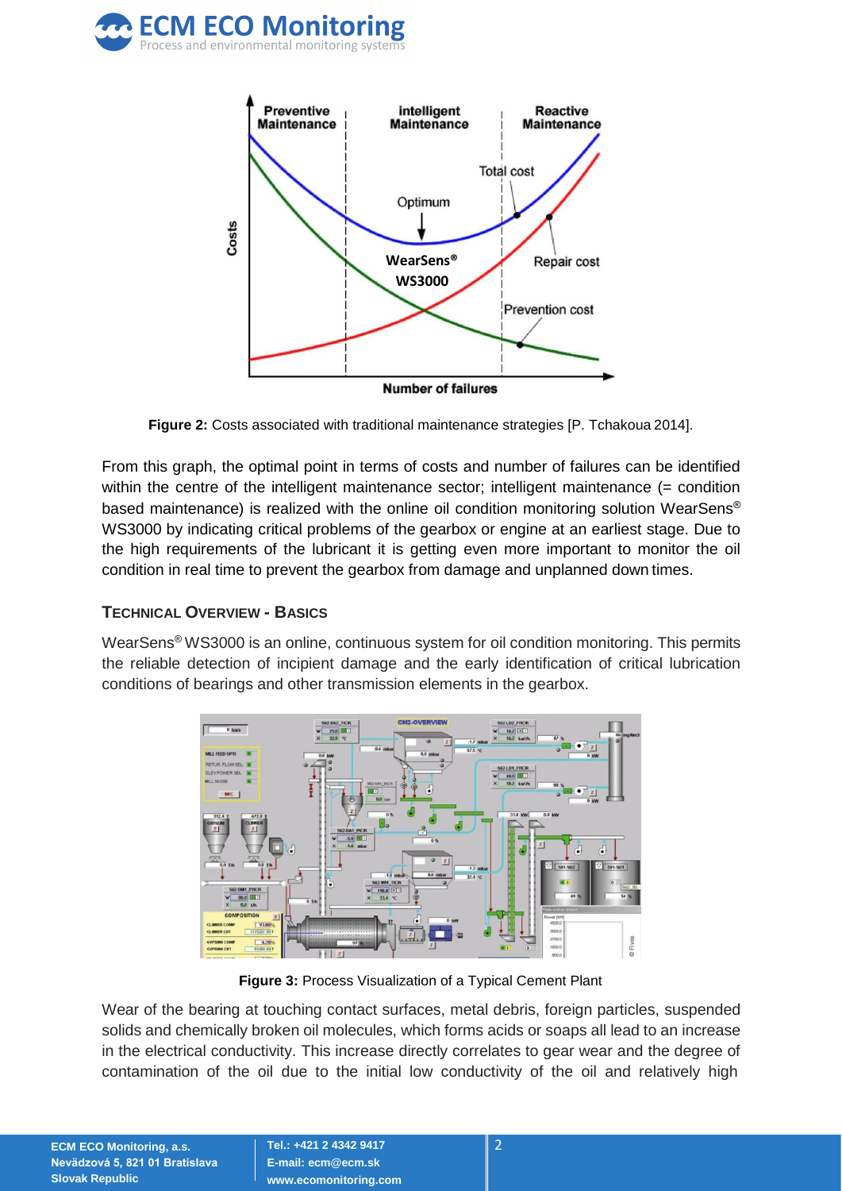**Figure 2:** Costs associated with traditional maintenance strategies [P. Tchakoua 2014].

From this graph, the optimal point in terms of costs and number of failures can be identified within the centre of the intelligent maintenance sector; intelligent maintenance (= condition based maintenance) is realized with the online oil condition monitoring solution WearSens® WS3000 by indicating critical problems of the gearbox or engine at an earliest stage. Due to the high requirements of the lubricant it is getting even more important to monitor the oil condition in real time to prevent the gearbox from damage and unplanned down times.

### TECHNICAL OVERVIEW - BASICS

WearSens® WS3000 is an online, continuous system for oil condition monitoring. This permits the reliable detection of incipient damage and the early identification of critical lubrication conditions of bearings and other transmission elements in the gearbox.

**Figure 3:** Process Visualization of a Typical Cement Plant

Wear of the bearing at touching contact surfaces, metal debris, foreign particles, suspended solids and chemically broken oil molecules, which forms acids or soaps all lead to an increase in the electrical conductivity. This increase directly correlates to gear wear and the degree of contamination of the oil due to the initial low conductivity of the oil and relatively high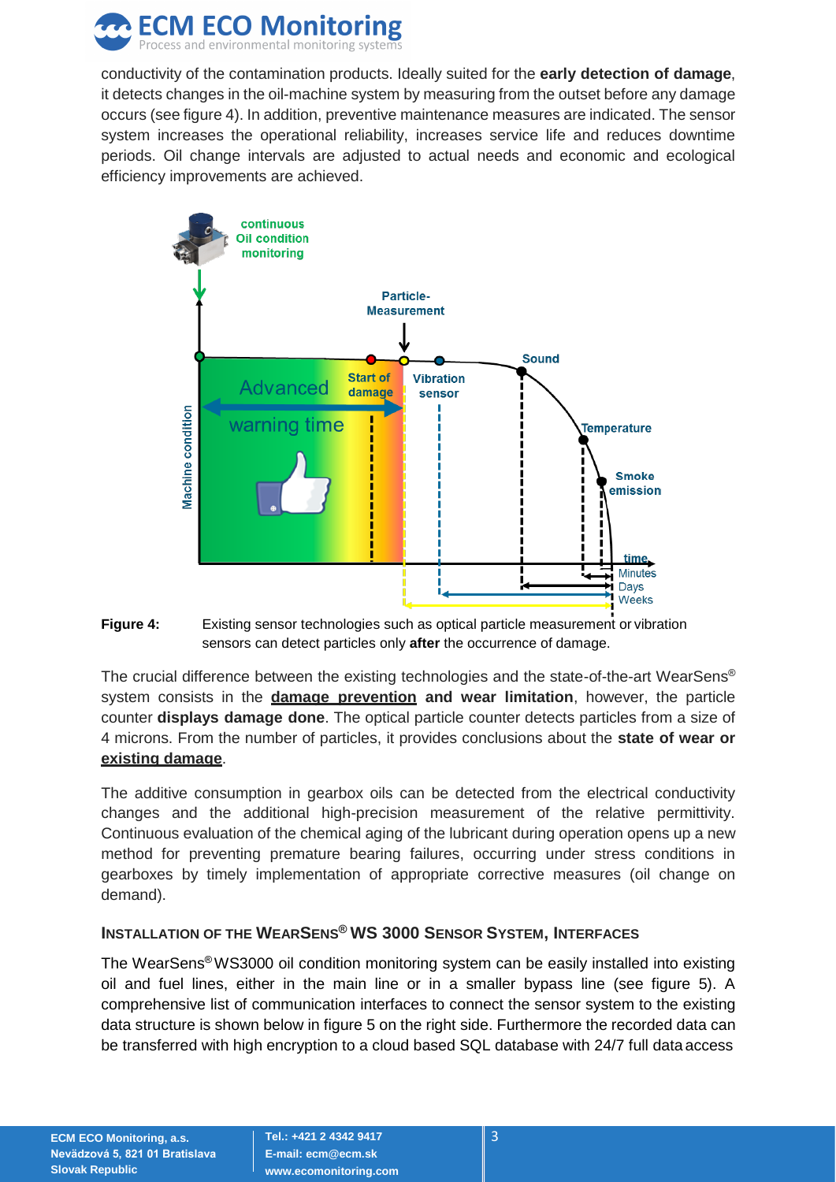conductivity of the contamination products. Ideally suited for the **early detection of damage**, it detects changes in the oil-machine system by measuring from the outset before any damage occurs (see figure 4). In addition, preventive maintenance measures are indicated. The sensor system increases the operational reliability, increases service life and reduces downtime periods. Oil change intervals are adjusted to actual needs and economic and ecological efficiency improvements are achieved.

**Figure 4:** Existing sensor technologies such as optical particle measurement or vibration sensors can detect particles only **after** the occurrence of damage.

The crucial difference between the existing technologies and the state-of-the-art WearSens® system consists in the **damage prevention** and **wear limitation**, however, the particle counter **displays damage done**. The optical particle counter detects particles from a size of 4 microns. From the number of particles, it provides conclusions about the **state of wear or existing damage**.

The additive consumption in gearbox oils can be detected from the electrical conductivity changes and the additional high-precision measurement of the relative permittivity. Continuous evaluation of the chemical aging of the lubricant during operation opens up a new method for preventing premature bearing failures, occurring under stress conditions in gearboxes by timely implementation of appropriate corrective measures (oil change on demand).

### INSTALLATION OF THE WEARSENS® WS 3000 SENSOR SYSTEM, INTERFACES

The WearSens® WS3000 oil condition monitoring system can be easily installed into existing oil and fuel lines, either in the main line or in a smaller bypass line (see figure 5). A comprehensive list of communication interfaces to connect the sensor system to the existing data structure is shown below in figure 5 on the right side. Furthermore the recorded data can be transferred with high encryption to a cloud based SQL database with 24/7 full data access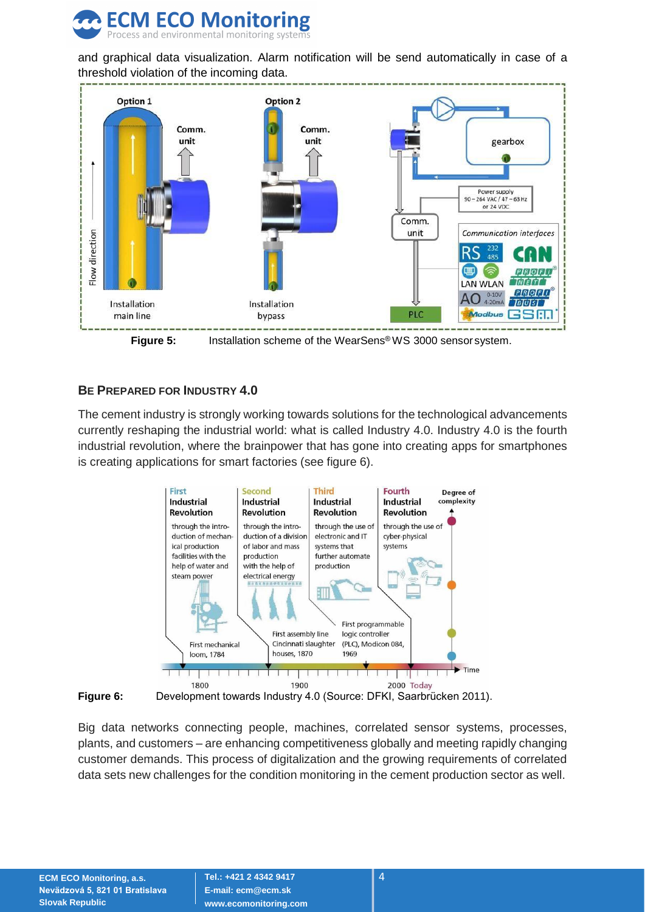and graphical data visualization. Alarm notification will be send automatically in case of a threshold violation of the incoming data.

**Figure 5:** Installation scheme of the WearSens® WS 3000 sensor system.

## BE PREPARED FOR INDUSTRY 4.0

The cement industry is strongly working towards solutions for the technological advancements currently reshaping the industrial world: what is called Industry 4.0. Industry 4.0 is the fourth industrial revolution, where the brainpower that has gone into creating apps for smartphones is creating applications for smart factories (see figure 6).

**Figure 6:** Development towards Industry 4.0 (Source: DFKI, Saarbrücken 2011).

Big data networks connecting people, machines, correlated sensor systems, processes, plants, and customers – are enhancing competitiveness globally and meeting rapidly changing customer demands. This process of digitalization and the growing requirements of correlated data sets new challenges for the condition monitoring in the cement production sector as well.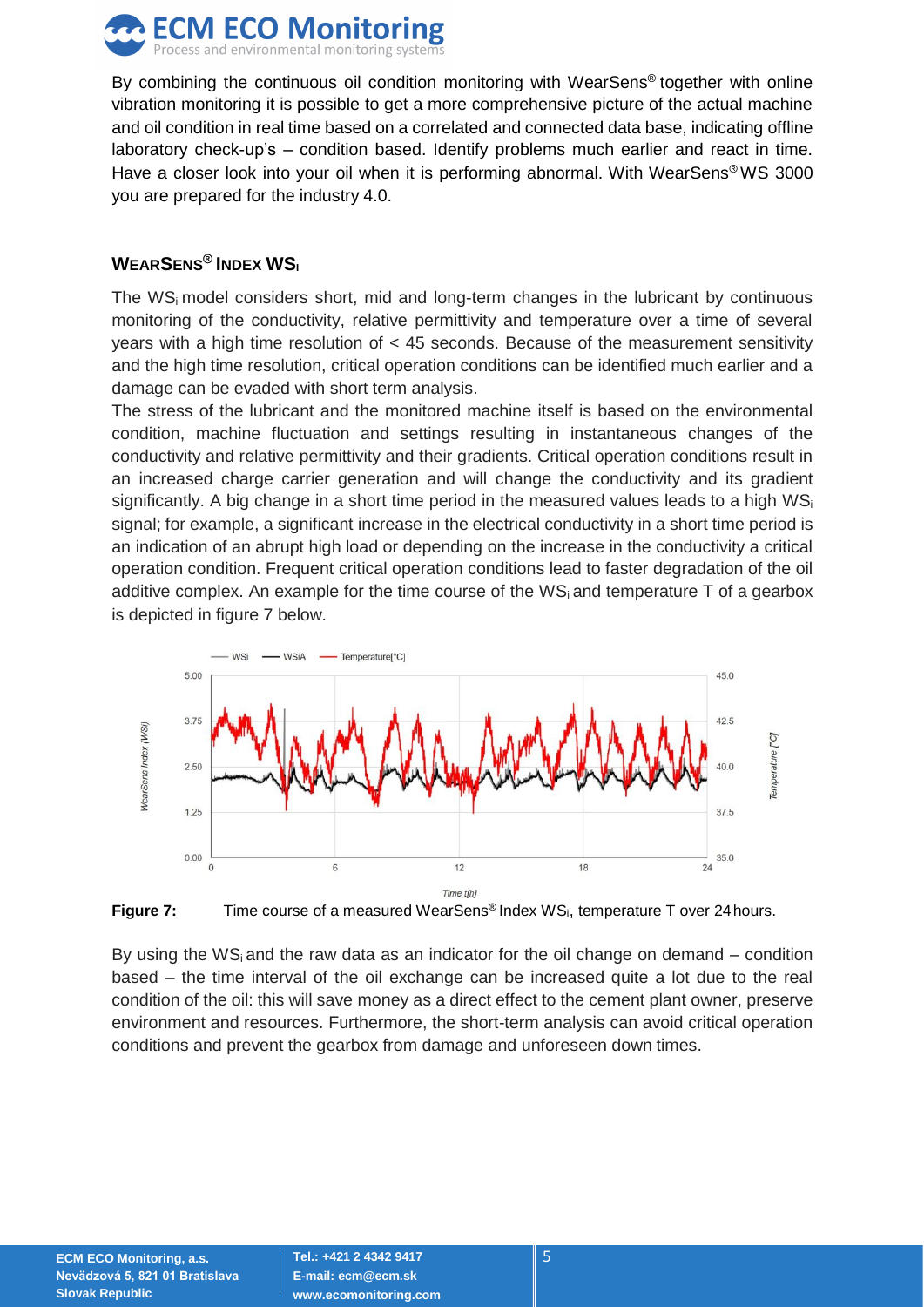By combining the continuous oil condition monitoring with WearSens® together with online vibration monitoring it is possible to get a more comprehensive picture of the actual machine and oil condition in real time based on a correlated and connected data base, indicating offline laboratory check-up's – condition based. Identify problems much earlier and react in time. Have a closer look into your oil when it is performing abnormal. With WearSens® WS 3000 you are prepared for the industry 4.0.

## WearSens® Index $WS_i$

The $WS_i$ model considers short, mid and long-term changes in the lubricant by continuous monitoring of the conductivity, relative permittivity and temperature over a time of several years with a high time resolution of < 45 seconds. Because of the measurement sensitivity and the high time resolution, critical operation conditions can be identified much earlier and a damage can be evaded with short term analysis.

The stress of the lubricant and the monitored machine itself is based on the environmental condition, machine fluctuation and settings resulting in instantaneous changes of the conductivity and relative permittivity and their gradients. Critical operation conditions result in an increased charge carrier generation and will change the conductivity and its gradient significantly. A big change in a short time period in the measured values leads to a high $WS_i$ signal; for example, a significant increase in the electrical conductivity in a short time period is an indication of an abrupt high load or depending on the increase in the conductivity a critical operation condition. Frequent critical operation conditions lead to faster degradation of the oil additive complex. An example for the time course of the $WS_i$ and temperature T of a gearbox is depicted in figure 7 below.

**Figure 7:** Time course of a measured WearSens® Index $WS_i$, temperature T over 24 hours.

By using the $WS_i$ and the raw data as an indicator for the oil change on demand – condition based – the time interval of the oil exchange can be increased quite a lot due to the real condition of the oil: this will save money as a direct effect to the cement plant owner, preserve environment and resources. Furthermore, the short-term analysis can avoid critical operation conditions and prevent the gearbox from damage and unforeseen down times.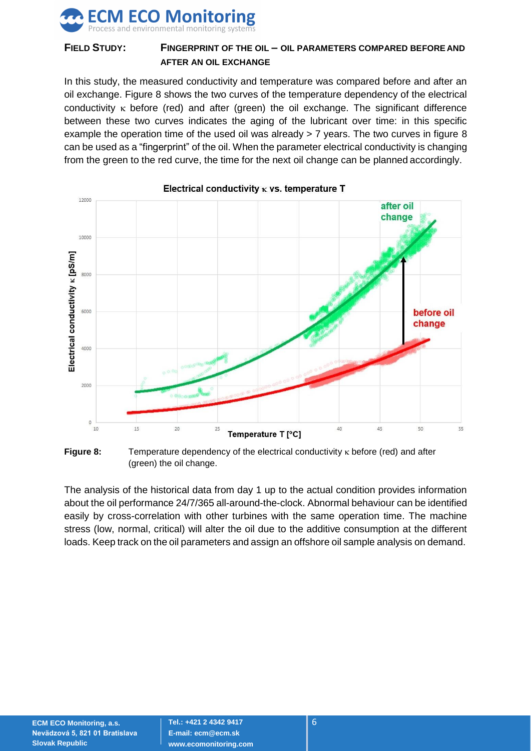**FIELD STUDY: FINGERPRINT OF THE OIL – OIL PARAMETERS COMPARED BEFORE AND AFTER AN OIL EXCHANGE**

In this study, the measured conductivity and temperature was compared before and after an oil exchange. Figure 8 shows the two curves of the temperature dependency of the electrical conductivity $\kappa$ before (red) and after (green) the oil exchange. The significant difference between these two curves indicates the aging of the lubricant over time: in this specific example the operation time of the used oil was already > 7 years. The two curves in figure 8 can be used as a "fingerprint" of the oil. When the parameter electrical conductivity is changing from the green to the red curve, the time for the next oil change can be planned accordingly.

**Figure 8:** Temperature dependency of the electrical conductivity $\kappa$ before (red) and after (green) the oil change.

The analysis of the historical data from day 1 up to the actual condition provides information about the oil performance 24/7/365 all-around-the-clock. Abnormal behaviour can be identified easily by cross-correlation with other turbines with the same operation time. The machine stress (low, normal, critical) will alter the oil due to the additive consumption at the different loads. Keep track on the oil parameters and assign an offshore oil sample analysis on demand.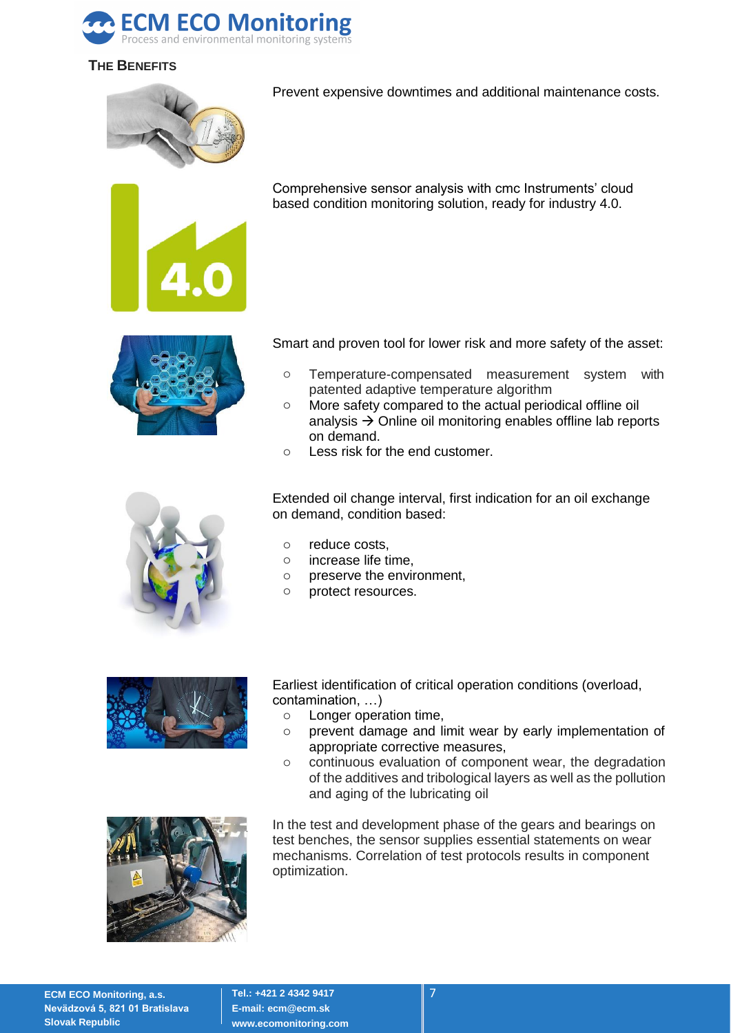## THE BENEFITS

Prevent expensive downtimes and additional maintenance costs.

Comprehensive sensor analysis with cmc Instruments' cloud based condition monitoring solution, ready for industry 4.0.

Smart and proven tool for lower risk and more safety of the asset:

- Temperature-compensated measurement system with patented adaptive temperature algorithm
- More safety compared to the actual periodical offline oil analysis → Online oil monitoring enables offline lab reports on demand.
- Less risk for the end customer.

Extended oil change interval, first indication for an oil exchange on demand, condition based:

- reduce costs,
- increase life time,
- preserve the environment,
- protect resources.

Earliest identification of critical operation conditions (overload, contamination, …)

- Longer operation time,
- prevent damage and limit wear by early implementation of appropriate corrective measures,
- continuous evaluation of component wear, the degradation of the additives and tribological layers as well as the pollution and aging of the lubricating oil

In the test and development phase of the gears and bearings on test benches, the sensor supplies essential statements on wear mechanisms. Correlation of test protocols results in component optimization.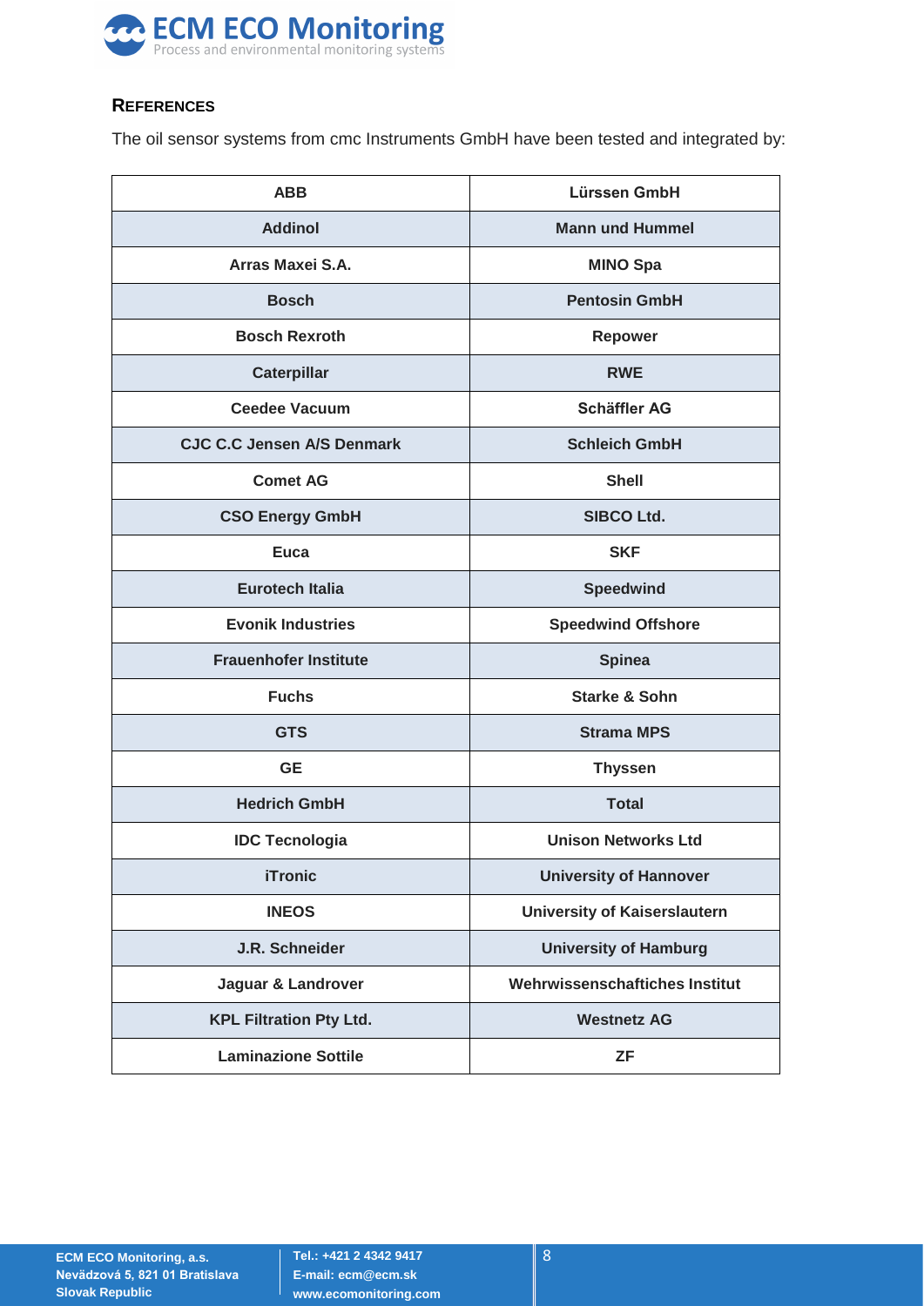## REFERENCES

The oil sensor systems from cmc Instruments GmbH have been tested and integrated by:

| | |
|---|---|
| **ABB** | **Lürssen GmbH** |
| **Addinol** | **Mann und Hummel** |
| **Arras Maxei S.A.** | **MINO Spa** |
| **Bosch** | **Pentosin GmbH** |
| **Bosch Rexroth** | **Repower** |
| **Caterpillar** | **RWE** |
| **Ceedee Vacuum** | **Schäffler AG** |
| **CJC C.C Jensen A/S Denmark** | **Schleich GmbH** |
| **Comet AG** | **Shell** |
| **CSO Energy GmbH** | **SIBCO Ltd.** |
| **Euca** | **SKF** |
| **Eurotech Italia** | **Speedwind** |
| **Evonik Industries** | **Speedwind Offshore** |
| **Frauenhofer Institute** | **Spinea** |
| **Fuchs** | **Starke & Sohn** |
| **GTS** | **Strama MPS** |
| **GE** | **Thyssen** |
| **Hedrich GmbH** | **Total** |
| **IDC Tecnologia** | **Unison Networks Ltd** |
| **iTronic** | **University of Hannover** |
| **INEOS** | **University of Kaiserslautern** |
| **J.R. Schneider** | **University of Hamburg** |
| **Jaguar & Landrover** | **Wehrwissenschafticles Institut** |
| **KPL Filtration Pty Ltd.** | **Westnetz AG** |
| **Laminazione Sottile** | **ZF** |